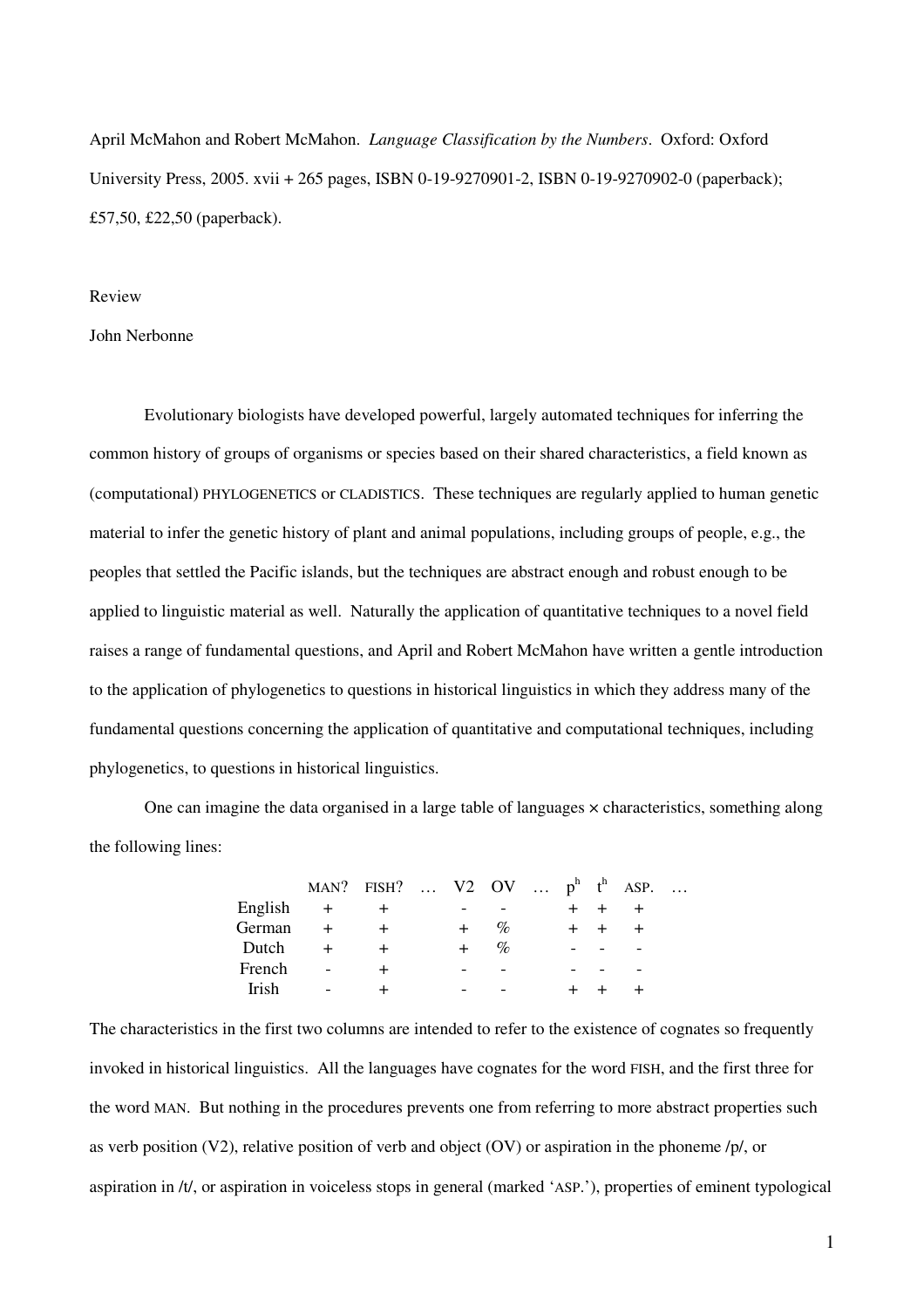April McMahon and Robert McMahon. *Language Classification by the Numbers*. Oxford: Oxford University Press, 2005. xvii + 265 pages, ISBN 0-19-9270901-2, ISBN 0-19-9270902-0 (paperback); £57,50, £22,50 (paperback).

Review

John Nerbonne

Evolutionary biologists have developed powerful, largely automated techniques for inferring the common history of groups of organisms or species based on their shared characteristics, a field known as (computational) PHYLOGENETICS or CLADISTICS. These techniques are regularly applied to human genetic material to infer the genetic history of plant and animal populations, including groups of people, e.g., the peoples that settled the Pacific islands, but the techniques are abstract enough and robust enough to be applied to linguistic material as well. Naturally the application of quantitative techniques to a novel field raises a range of fundamental questions, and April and Robert McMahon have written a gentle introduction to the application of phylogenetics to questions in historical linguistics in which they address many of the fundamental questions concerning the application of quantitative and computational techniques, including phylogenetics, to questions in historical linguistics.

One can imagine the data organised in a large table of languages × characteristics, something along the following lines:

| | MAN? | FISH? | … | V2 | OV | … | $p^h$ | $t^h$ | ASP. | … |
|---|---|---|---|---|---|---|---|---|---|---|
| English | + | + | | - | - | | + | + | + | |
| German | + | + | | + | % | | + | + | + | |
| Dutch | + | + | | + | % | | - | - | - | |
| French | - | + | | - | - | | - | - | - | |
| Irish | - | + | | - | - | | + | + | + | |

The characteristics in the first two columns are intended to refer to the existence of cognates so frequently invoked in historical linguistics. All the languages have cognates for the word FISH, and the first three for the word MAN. But nothing in the procedures prevents one from referring to more abstract properties such as verb position (V2), relative position of verb and object (OV) or aspiration in the phoneme /p/, or aspiration in /t/, or aspiration in voiceless stops in general (marked 'ASP.'), properties of eminent typological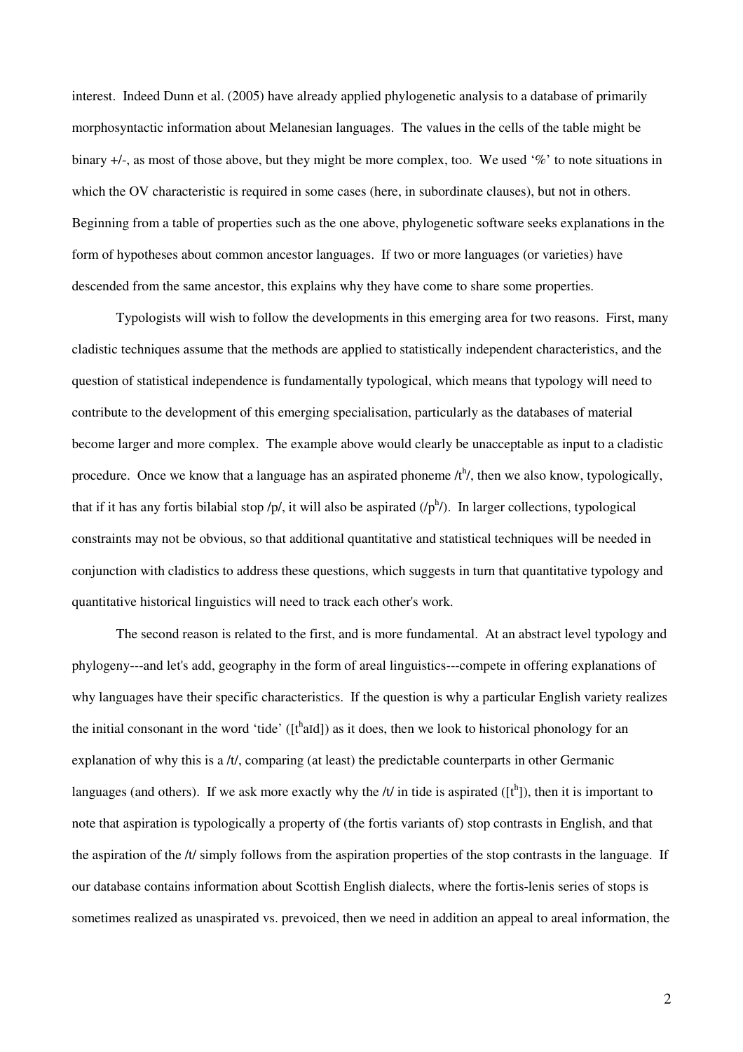interest. Indeed Dunn et al. (2005) have already applied phylogenetic analysis to a database of primarily morphosyntactic information about Melanesian languages. The values in the cells of the table might be binary +/-, as most of those above, but they might be more complex, too. We used '%' to note situations in which the OV characteristic is required in some cases (here, in subordinate clauses), but not in others. Beginning from a table of properties such as the one above, phylogenetic software seeks explanations in the form of hypotheses about common ancestor languages. If two or more languages (or varieties) have descended from the same ancestor, this explains why they have come to share some properties.

Typologists will wish to follow the developments in this emerging area for two reasons. First, many cladistic techniques assume that the methods are applied to statistically independent characteristics, and the question of statistical independence is fundamentally typological, which means that typology will need to contribute to the development of this emerging specialisation, particularly as the databases of material become larger and more complex. The example above would clearly be unacceptable as input to a cladistic procedure. Once we know that a language has an aspirated phoneme /$t^h$/, then we also know, typologically, that if it has any fortis bilabial stop /p/, it will also be aspirated (/$p^h$/). In larger collections, typological constraints may not be obvious, so that additional quantitative and statistical techniques will be needed in conjunction with cladistics to address these questions, which suggests in turn that quantitative typology and quantitative historical linguistics will need to track each other's work.

The second reason is related to the first, and is more fundamental. At an abstract level typology and phylogeny---and let's add, geography in the form of areal linguistics---compete in offering explanations of why languages have their specific characteristics. If the question is why a particular English variety realizes the initial consonant in the word 'tide' ([$t^h$aɪd]) as it does, then we look to historical phonology for an explanation of why this is a /t/, comparing (at least) the predictable counterparts in other Germanic languages (and others). If we ask more exactly why the /t/ in tide is aspirated ([$t^h$]), then it is important to note that aspiration is typologically a property of (the fortis variants of) stop contrasts in English, and that the aspiration of the /t/ simply follows from the aspiration properties of the stop contrasts in the language. If our database contains information about Scottish English dialects, where the fortis-lenis series of stops is sometimes realized as unaspirated vs. prevoiced, then we need in addition an appeal to areal information, the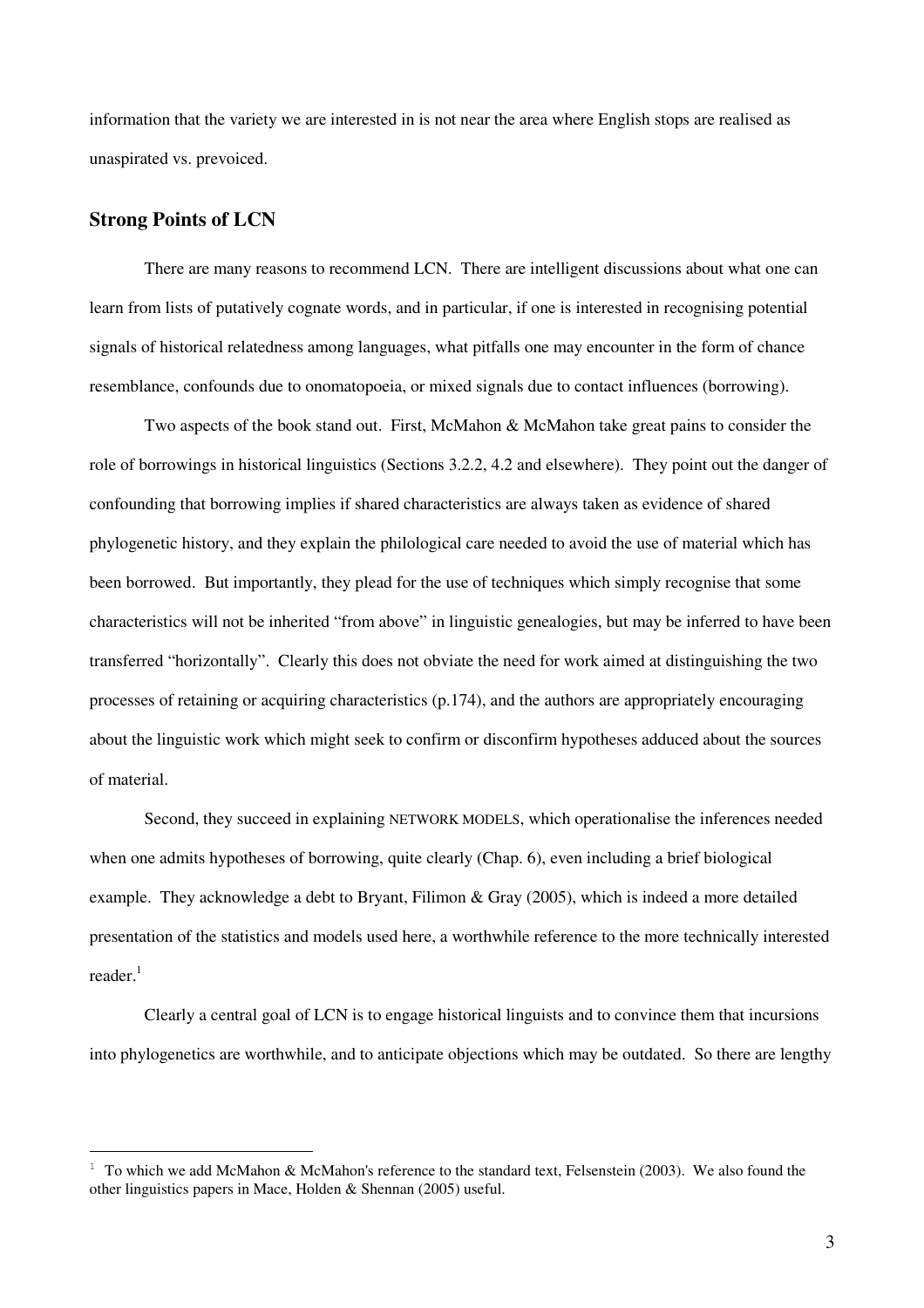information that the variety we are interested in is not near the area where English stops are realised as unaspirated vs. prevoiced.

## Strong Points of LCN

There are many reasons to recommend LCN. There are intelligent discussions about what one can learn from lists of putatively cognate words, and in particular, if one is interested in recognising potential signals of historical relatedness among languages, what pitfalls one may encounter in the form of chance resemblance, confounds due to onomatopoeia, or mixed signals due to contact influences (borrowing).

Two aspects of the book stand out. First, McMahon & McMahon take great pains to consider the role of borrowings in historical linguistics (Sections 3.2.2, 4.2 and elsewhere). They point out the danger of confounding that borrowing implies if shared characteristics are always taken as evidence of shared phylogenetic history, and they explain the philological care needed to avoid the use of material which has been borrowed. But importantly, they plead for the use of techniques which simply recognise that some characteristics will not be inherited "from above" in linguistic genealogies, but may be inferred to have been transferred "horizontally". Clearly this does not obviate the need for work aimed at distinguishing the two processes of retaining or acquiring characteristics (p.174), and the authors are appropriately encouraging about the linguistic work which might seek to confirm or disconfirm hypotheses adduced about the sources of material.

Second, they succeed in explaining NETWORK MODELS, which operationalise the inferences needed when one admits hypotheses of borrowing, quite clearly (Chap. 6), even including a brief biological example. They acknowledge a debt to Bryant, Filimon & Gray (2005), which is indeed a more detailed presentation of the statistics and models used here, a worthwhile reference to the more technically interested reader.[1]

Clearly a central goal of LCN is to engage historical linguists and to convince them that incursions into phylogenetics are worthwhile, and to anticipate objections which may be outdated. So there are lengthy

---

[1] To which we add McMahon & McMahon's reference to the standard text, Felsenstein (2003). We also found the other linguistics papers in Mace, Holden & Shennan (2005) useful.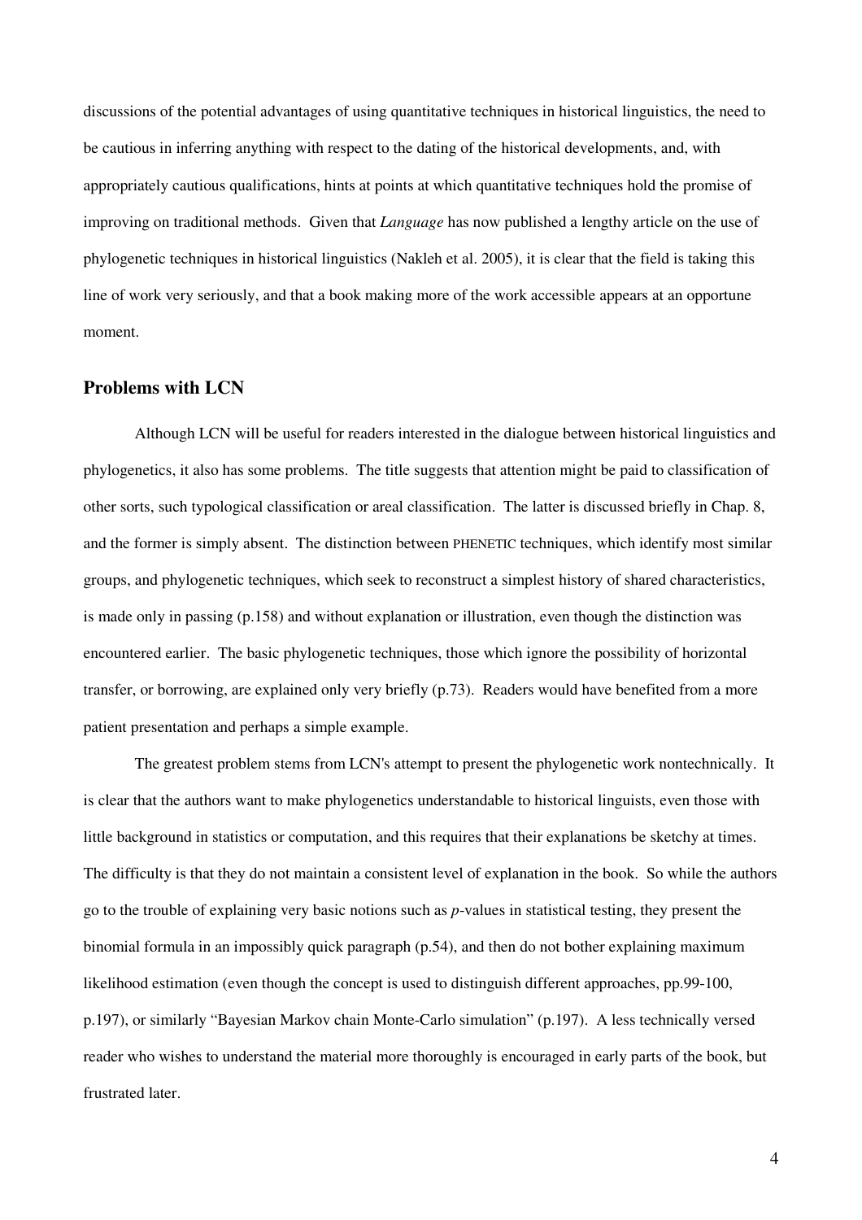discussions of the potential advantages of using quantitative techniques in historical linguistics, the need to be cautious in inferring anything with respect to the dating of the historical developments, and, with appropriately cautious qualifications, hints at points at which quantitative techniques hold the promise of improving on traditional methods. Given that *Language* has now published a lengthy article on the use of phylogenetic techniques in historical linguistics (Nakleh et al. 2005), it is clear that the field is taking this line of work very seriously, and that a book making more of the work accessible appears at an opportune moment.

## Problems with LCN

Although LCN will be useful for readers interested in the dialogue between historical linguistics and phylogenetics, it also has some problems. The title suggests that attention might be paid to classification of other sorts, such typological classification or areal classification. The latter is discussed briefly in Chap. 8, and the former is simply absent. The distinction between PHENETIC techniques, which identify most similar groups, and phylogenetic techniques, which seek to reconstruct a simplest history of shared characteristics, is made only in passing (p.158) and without explanation or illustration, even though the distinction was encountered earlier. The basic phylogenetic techniques, those which ignore the possibility of horizontal transfer, or borrowing, are explained only very briefly (p.73). Readers would have benefited from a more patient presentation and perhaps a simple example.

The greatest problem stems from LCN's attempt to present the phylogenetic work nontechnically. It is clear that the authors want to make phylogenetics understandable to historical linguists, even those with little background in statistics or computation, and this requires that their explanations be sketchy at times. The difficulty is that they do not maintain a consistent level of explanation in the book. So while the authors go to the trouble of explaining very basic notions such as *p*-values in statistical testing, they present the binomial formula in an impossibly quick paragraph (p.54), and then do not bother explaining maximum likelihood estimation (even though the concept is used to distinguish different approaches, pp.99-100, p.197), or similarly "Bayesian Markov chain Monte-Carlo simulation" (p.197). A less technically versed reader who wishes to understand the material more thoroughly is encouraged in early parts of the book, but frustrated later.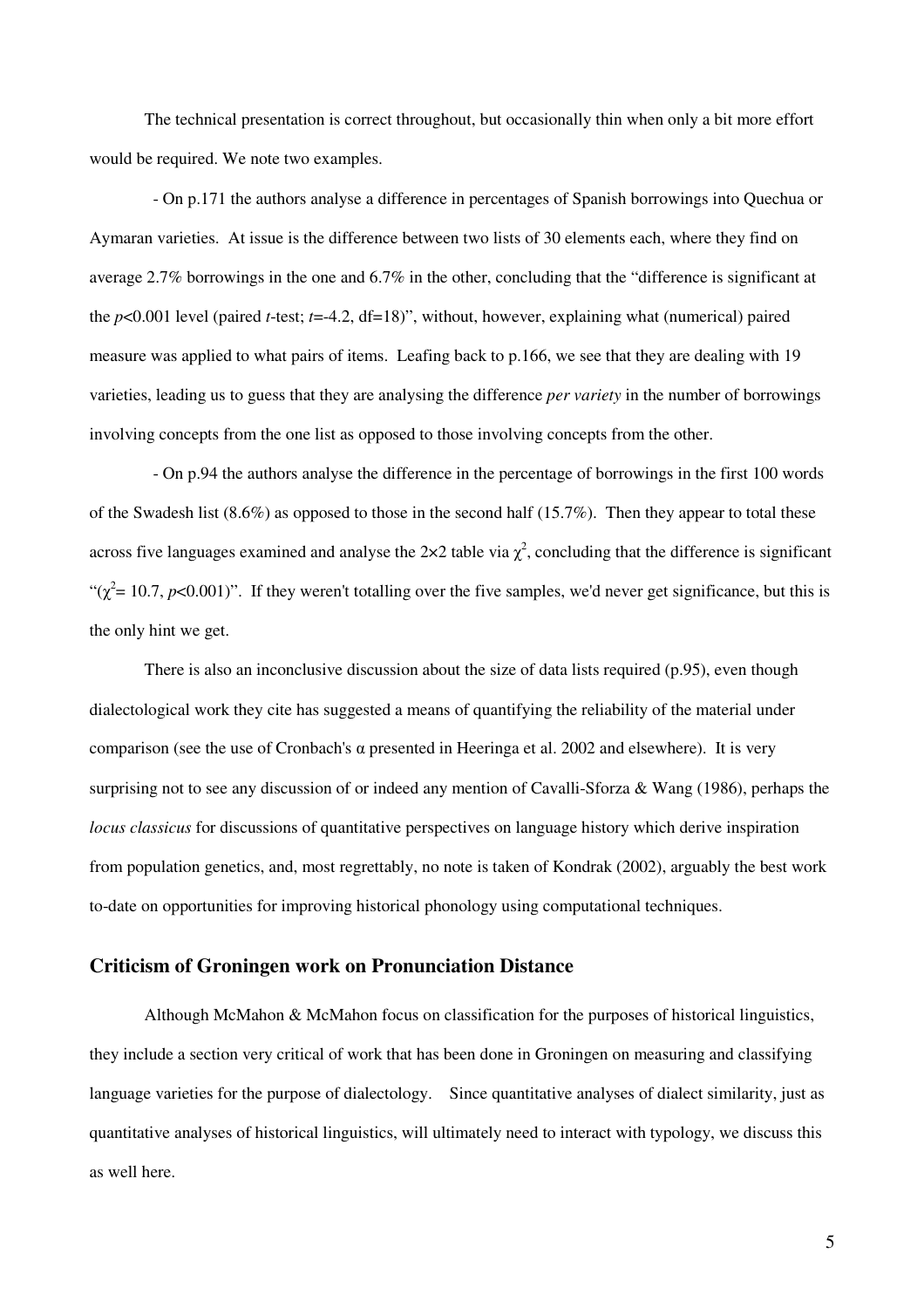The technical presentation is correct throughout, but occasionally thin when only a bit more effort would be required. We note two examples.

- On p.171 the authors analyse a difference in percentages of Spanish borrowings into Quechua or Aymaran varieties. At issue is the difference between two lists of 30 elements each, where they find on average 2.7% borrowings in the one and 6.7% in the other, concluding that the "difference is significant at the $p<0.001$ level (paired $t$-test; $t=-4.2$, df=18)", without, however, explaining what (numerical) paired measure was applied to what pairs of items. Leafing back to p.166, we see that they are dealing with 19 varieties, leading us to guess that they are analysing the difference *per variety* in the number of borrowings involving concepts from the one list as opposed to those involving concepts from the other.

- On p.94 the authors analyse the difference in the percentage of borrowings in the first 100 words of the Swadesh list (8.6%) as opposed to those in the second half (15.7%). Then they appear to total these across five languages examined and analyse the 2×2 table via $\chi^2$, concluding that the difference is significant "($\chi^2= 10.7$, $p<0.001$)". If they weren't totalling over the five samples, we'd never get significance, but this is the only hint we get.

There is also an inconclusive discussion about the size of data lists required (p.95), even though dialectological work they cite has suggested a means of quantifying the reliability of the material under comparison (see the use of Cronbach's α presented in Heeringa et al. 2002 and elsewhere). It is very surprising not to see any discussion of or indeed any mention of Cavalli-Sforza & Wang (1986), perhaps the *locus classicus* for discussions of quantitative perspectives on language history which derive inspiration from population genetics, and, most regrettably, no note is taken of Kondrak (2002), arguably the best work to-date on opportunities for improving historical phonology using computational techniques.

## Criticism of Groningen work on Pronunciation Distance

Although McMahon & McMahon focus on classification for the purposes of historical linguistics, they include a section very critical of work that has been done in Groningen on measuring and classifying language varieties for the purpose of dialectology. Since quantitative analyses of dialect similarity, just as quantitative analyses of historical linguistics, will ultimately need to interact with typology, we discuss this as well here.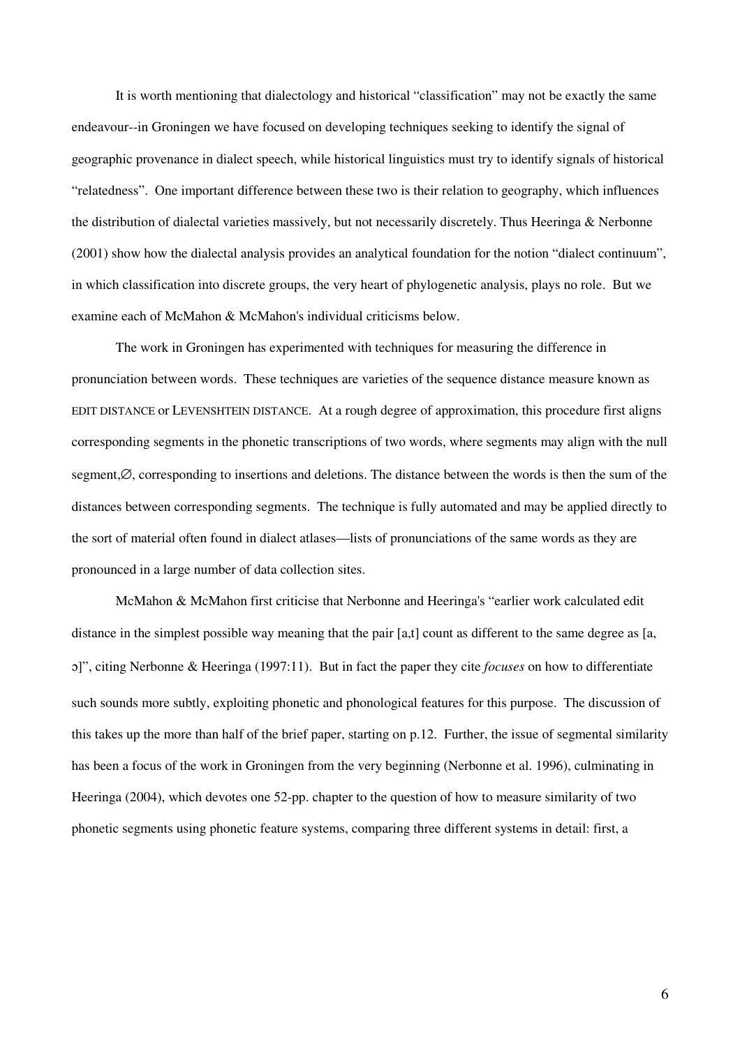It is worth mentioning that dialectology and historical “classification” may not be exactly the same endeavour--in Groningen we have focused on developing techniques seeking to identify the signal of geographic provenance in dialect speech, while historical linguistics must try to identify signals of historical “relatedness”. One important difference between these two is their relation to geography, which influences the distribution of dialectal varieties massively, but not necessarily discretely. Thus Heeringa & Nerbonne (2001) show how the dialectal analysis provides an analytical foundation for the notion “dialect continuum”, in which classification into discrete groups, the very heart of phylogenetic analysis, plays no role. But we examine each of McMahon & McMahon's individual criticisms below.

The work in Groningen has experimented with techniques for measuring the difference in pronunciation between words. These techniques are varieties of the sequence distance measure known as EDIT DISTANCE or LEVENSHTEIN DISTANCE. At a rough degree of approximation, this procedure first aligns corresponding segments in the phonetic transcriptions of two words, where segments may align with the null segment,∅, corresponding to insertions and deletions. The distance between the words is then the sum of the distances between corresponding segments. The technique is fully automated and may be applied directly to the sort of material often found in dialect atlases—lists of pronunciations of the same words as they are pronounced in a large number of data collection sites.

McMahon & McMahon first criticise that Nerbonne and Heeringa's “earlier work calculated edit distance in the simplest possible way meaning that the pair [a,t] count as different to the same degree as [a, ɔ]”, citing Nerbonne & Heeringa (1997:11). But in fact the paper they cite *focuses* on how to differentiate such sounds more subtly, exploiting phonetic and phonological features for this purpose. The discussion of this takes up the more than half of the brief paper, starting on p.12. Further, the issue of segmental similarity has been a focus of the work in Groningen from the very beginning (Nerbonne et al. 1996), culminating in Heeringa (2004), which devotes one 52-pp. chapter to the question of how to measure similarity of two phonetic segments using phonetic feature systems, comparing three different systems in detail: first, a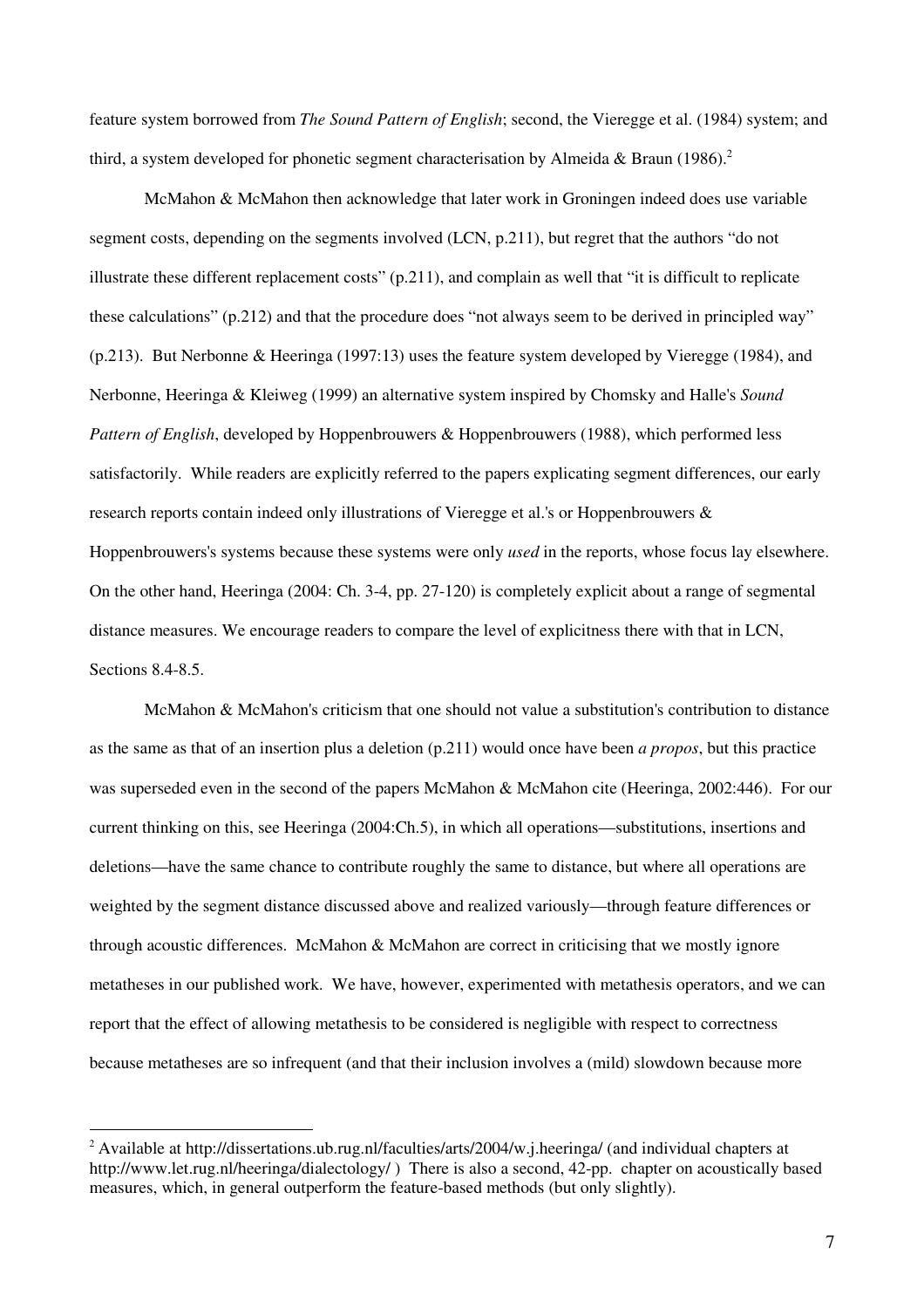feature system borrowed from *The Sound Pattern of English*; second, the Vieregge et al. (1984) system; and third, a system developed for phonetic segment characterisation by Almeida & Braun (1986).[2]

McMahon & McMahon then acknowledge that later work in Groningen indeed does use variable segment costs, depending on the segments involved (LCN, p.211), but regret that the authors "do not illustrate these different replacement costs" (p.211), and complain as well that "it is difficult to replicate these calculations" (p.212) and that the procedure does "not always seem to be derived in principled way" (p.213). But Nerbonne & Heeringa (1997:13) uses the feature system developed by Vieregge (1984), and Nerbonne, Heeringa & Kleiweg (1999) an alternative system inspired by Chomsky and Halle's *Sound Pattern of English*, developed by Hoppenbrouwers & Hoppenbrouwers (1988), which performed less satisfactorily. While readers are explicitly referred to the papers explicating segment differences, our early research reports contain indeed only illustrations of Vieregge et al.'s or Hoppenbrouwers & Hoppenbrouwers's systems because these systems were only *used* in the reports, whose focus lay elsewhere. On the other hand, Heeringa (2004: Ch. 3-4, pp. 27-120) is completely explicit about a range of segmental distance measures. We encourage readers to compare the level of explicitness there with that in LCN, Sections 8.4-8.5.

McMahon & McMahon's criticism that one should not value a substitution's contribution to distance as the same as that of an insertion plus a deletion (p.211) would once have been *a propos*, but this practice was superseded even in the second of the papers McMahon & McMahon cite (Heeringa, 2002:446). For our current thinking on this, see Heeringa (2004:Ch.5), in which all operations—substitutions, insertions and deletions—have the same chance to contribute roughly the same to distance, but where all operations are weighted by the segment distance discussed above and realized variously—through feature differences or through acoustic differences. McMahon & McMahon are correct in criticising that we mostly ignore metatheses in our published work. We have, however, experimented with metathesis operators, and we can report that the effect of allowing metathesis to be considered is negligible with respect to correctness because metatheses are so infrequent (and that their inclusion involves a (mild) slowdown because more

---

[2] Available at http://dissertations.ub.rug.nl/faculties/arts/2004/w.j.heeringa/ (and individual chapters at http://www.let.rug.nl/heeringa/dialectology/ ) There is also a second, 42-pp. chapter on acoustically based measures, which, in general outperform the feature-based methods (but only slightly).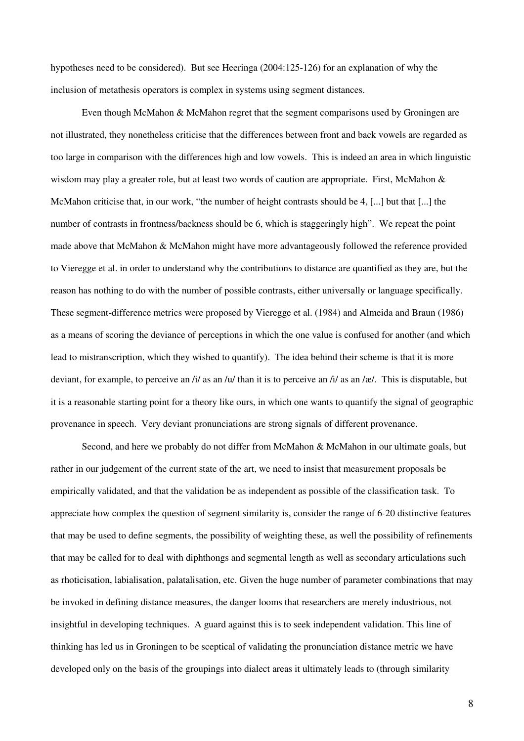hypotheses need to be considered). But see Heeringa (2004:125-126) for an explanation of why the inclusion of metathesis operators is complex in systems using segment distances.

Even though McMahon & McMahon regret that the segment comparisons used by Groningen are not illustrated, they nonetheless criticise that the differences between front and back vowels are regarded as too large in comparison with the differences high and low vowels. This is indeed an area in which linguistic wisdom may play a greater role, but at least two words of caution are appropriate. First, McMahon & McMahon criticise that, in our work, "the number of height contrasts should be 4, [...] but that [...] the number of contrasts in frontness/backness should be 6, which is staggeringly high". We repeat the point made above that McMahon & McMahon might have more advantageously followed the reference provided to Vieregge et al. in order to understand why the contributions to distance are quantified as they are, but the reason has nothing to do with the number of possible contrasts, either universally or language specifically. These segment-difference metrics were proposed by Vieregge et al. (1984) and Almeida and Braun (1986) as a means of scoring the deviance of perceptions in which the one value is confused for another (and which lead to mistranscription, which they wished to quantify). The idea behind their scheme is that it is more deviant, for example, to perceive an /i/ as an /u/ than it is to perceive an /i/ as an /æ/. This is disputable, but it is a reasonable starting point for a theory like ours, in which one wants to quantify the signal of geographic provenance in speech. Very deviant pronunciations are strong signals of different provenance.

Second, and here we probably do not differ from McMahon & McMahon in our ultimate goals, but rather in our judgement of the current state of the art, we need to insist that measurement proposals be empirically validated, and that the validation be as independent as possible of the classification task. To appreciate how complex the question of segment similarity is, consider the range of 6-20 distinctive features that may be used to define segments, the possibility of weighting these, as well the possibility of refinements that may be called for to deal with diphthongs and segmental length as well as secondary articulations such as rhoticisation, labialisation, palatalisation, etc. Given the huge number of parameter combinations that may be invoked in defining distance measures, the danger looms that researchers are merely industrious, not insightful in developing techniques. A guard against this is to seek independent validation. This line of thinking has led us in Groningen to be sceptical of validating the pronunciation distance metric we have developed only on the basis of the groupings into dialect areas it ultimately leads to (through similarity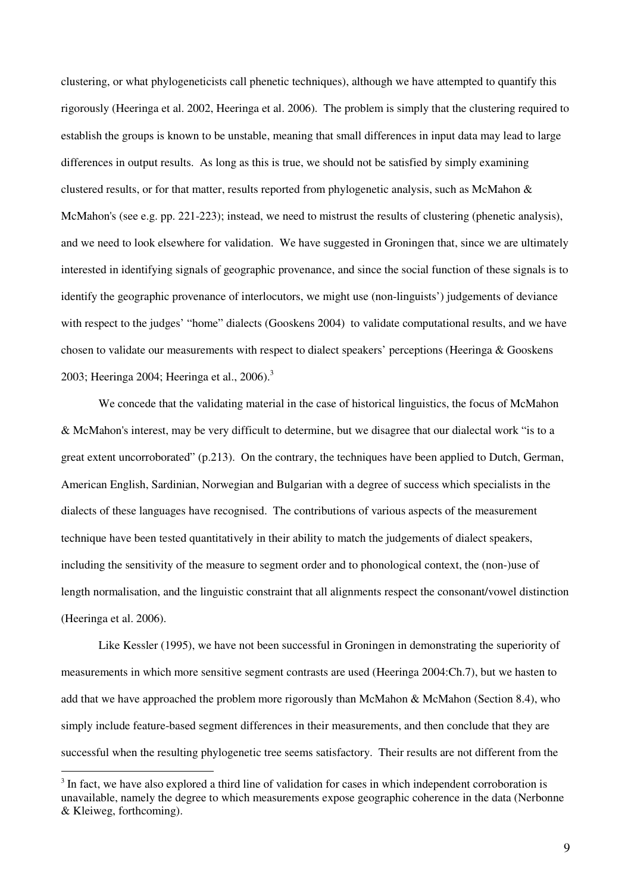clustering, or what phylogeneticists call phenetic techniques), although we have attempted to quantify this rigorously (Heeringa et al. 2002, Heeringa et al. 2006). The problem is simply that the clustering required to establish the groups is known to be unstable, meaning that small differences in input data may lead to large differences in output results. As long as this is true, we should not be satisfied by simply examining clustered results, or for that matter, results reported from phylogenetic analysis, such as McMahon & McMahon's (see e.g. pp. 221-223); instead, we need to mistrust the results of clustering (phenetic analysis), and we need to look elsewhere for validation. We have suggested in Groningen that, since we are ultimately interested in identifying signals of geographic provenance, and since the social function of these signals is to identify the geographic provenance of interlocutors, we might use (non-linguists') judgements of deviance with respect to the judges' "home" dialects (Gooskens 2004) to validate computational results, and we have chosen to validate our measurements with respect to dialect speakers' perceptions (Heeringa & Gooskens 2003; Heeringa 2004; Heeringa et al., 2006).[3]

We concede that the validating material in the case of historical linguistics, the focus of McMahon & McMahon's interest, may be very difficult to determine, but we disagree that our dialectal work "is to a great extent uncorroborated" (p.213). On the contrary, the techniques have been applied to Dutch, German, American English, Sardinian, Norwegian and Bulgarian with a degree of success which specialists in the dialects of these languages have recognised. The contributions of various aspects of the measurement technique have been tested quantitatively in their ability to match the judgements of dialect speakers, including the sensitivity of the measure to segment order and to phonological context, the (non-)use of length normalisation, and the linguistic constraint that all alignments respect the consonant/vowel distinction (Heeringa et al. 2006).

Like Kessler (1995), we have not been successful in Groningen in demonstrating the superiority of measurements in which more sensitive segment contrasts are used (Heeringa 2004:Ch.7), but we hasten to add that we have approached the problem more rigorously than McMahon & McMahon (Section 8.4), who simply include feature-based segment differences in their measurements, and then conclude that they are successful when the resulting phylogenetic tree seems satisfactory. Their results are not different from the

[3] In fact, we have also explored a third line of validation for cases in which independent corroboration is unavailable, namely the degree to which measurements expose geographic coherence in the data (Nerbonne & Kleiweg, forthcoming).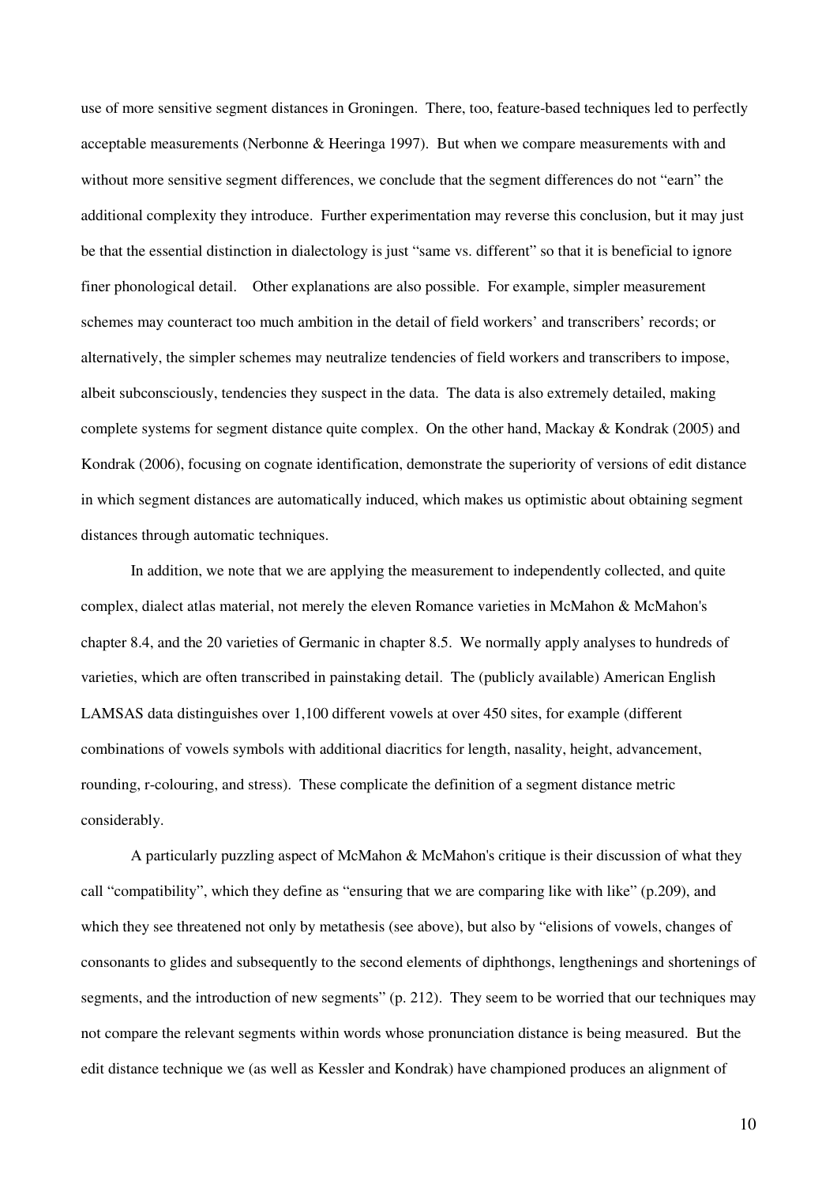use of more sensitive segment distances in Groningen. There, too, feature-based techniques led to perfectly acceptable measurements (Nerbonne & Heeringa 1997). But when we compare measurements with and without more sensitive segment differences, we conclude that the segment differences do not "earn" the additional complexity they introduce. Further experimentation may reverse this conclusion, but it may just be that the essential distinction in dialectology is just "same vs. different" so that it is beneficial to ignore finer phonological detail. Other explanations are also possible. For example, simpler measurement schemes may counteract too much ambition in the detail of field workers' and transcribers' records; or alternatively, the simpler schemes may neutralize tendencies of field workers and transcribers to impose, albeit subconsciously, tendencies they suspect in the data. The data is also extremely detailed, making complete systems for segment distance quite complex. On the other hand, Mackay & Kondrak (2005) and Kondrak (2006), focusing on cognate identification, demonstrate the superiority of versions of edit distance in which segment distances are automatically induced, which makes us optimistic about obtaining segment distances through automatic techniques.

In addition, we note that we are applying the measurement to independently collected, and quite complex, dialect atlas material, not merely the eleven Romance varieties in McMahon & McMahon's chapter 8.4, and the 20 varieties of Germanic in chapter 8.5. We normally apply analyses to hundreds of varieties, which are often transcribed in painstaking detail. The (publicly available) American English LAMSAS data distinguishes over 1,100 different vowels at over 450 sites, for example (different combinations of vowels symbols with additional diacritics for length, nasality, height, advancement, rounding, r-colouring, and stress). These complicate the definition of a segment distance metric considerably.

A particularly puzzling aspect of McMahon & McMahon's critique is their discussion of what they call "compatibility", which they define as "ensuring that we are comparing like with like" (p.209), and which they see threatened not only by metathesis (see above), but also by "elisions of vowels, changes of consonants to glides and subsequently to the second elements of diphthongs, lengthenings and shortenings of segments, and the introduction of new segments" (p. 212). They seem to be worried that our techniques may not compare the relevant segments within words whose pronunciation distance is being measured. But the edit distance technique we (as well as Kessler and Kondrak) have championed produces an alignment of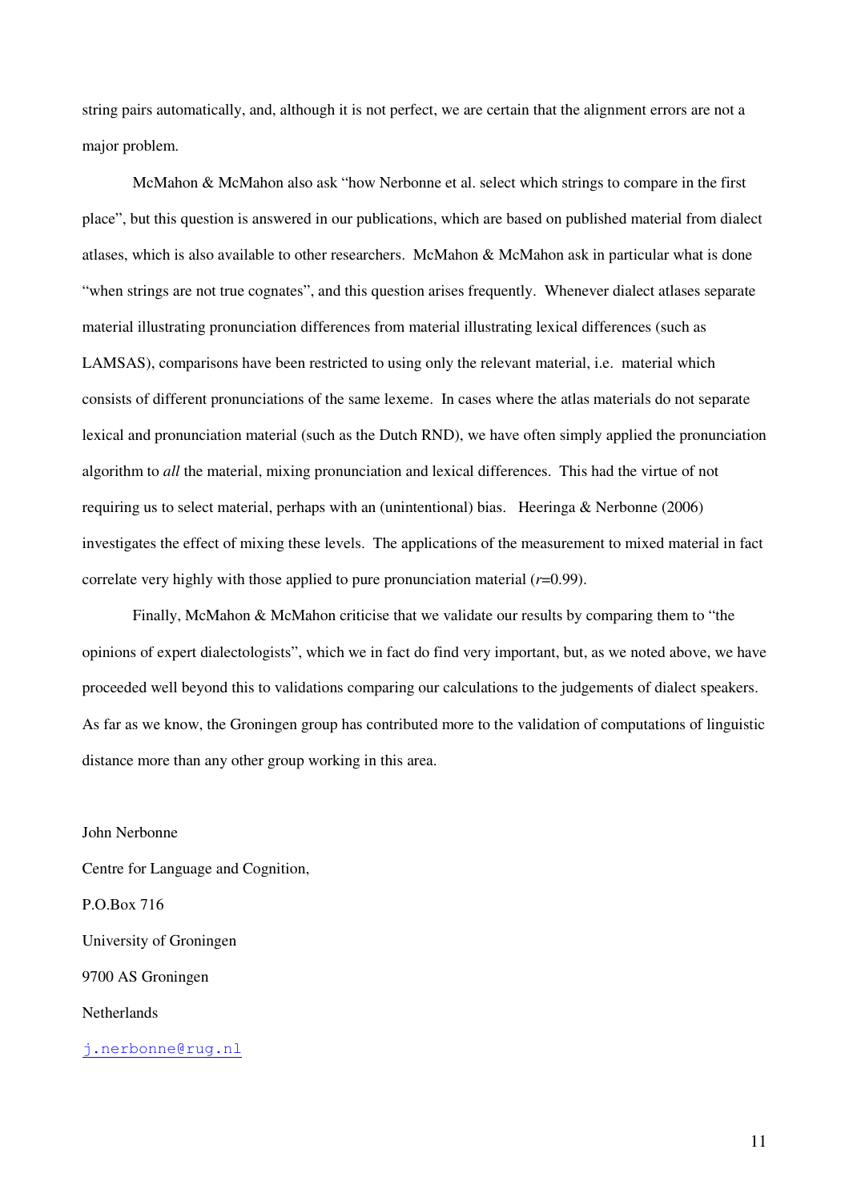string pairs automatically, and, although it is not perfect, we are certain that the alignment errors are not a major problem.

McMahon & McMahon also ask "how Nerbonne et al. select which strings to compare in the first place", but this question is answered in our publications, which are based on published material from dialect atlases, which is also available to other researchers. McMahon & McMahon ask in particular what is done "when strings are not true cognates", and this question arises frequently. Whenever dialect atlases separate material illustrating pronunciation differences from material illustrating lexical differences (such as LAMSAS), comparisons have been restricted to using only the relevant material, i.e. material which consists of different pronunciations of the same lexeme. In cases where the atlas materials do not separate lexical and pronunciation material (such as the Dutch RND), we have often simply applied the pronunciation algorithm to *all* the material, mixing pronunciation and lexical differences. This had the virtue of not requiring us to select material, perhaps with an (unintentional) bias. Heeringa & Nerbonne (2006) investigates the effect of mixing these levels. The applications of the measurement to mixed material in fact correlate very highly with those applied to pure pronunciation material ($r$=0.99).

Finally, McMahon & McMahon criticise that we validate our results by comparing them to "the opinions of expert dialectologists", which we in fact do find very important, but, as we noted above, we have proceeded well beyond this to validations comparing our calculations to the judgements of dialect speakers. As far as we know, the Groningen group has contributed more to the validation of computations of linguistic distance more than any other group working in this area.

John Nerbonne

Centre for Language and Cognition,

P.O.Box 716

University of Groningen

9700 AS Groningen

Netherlands

j.nerbonne@rug.nl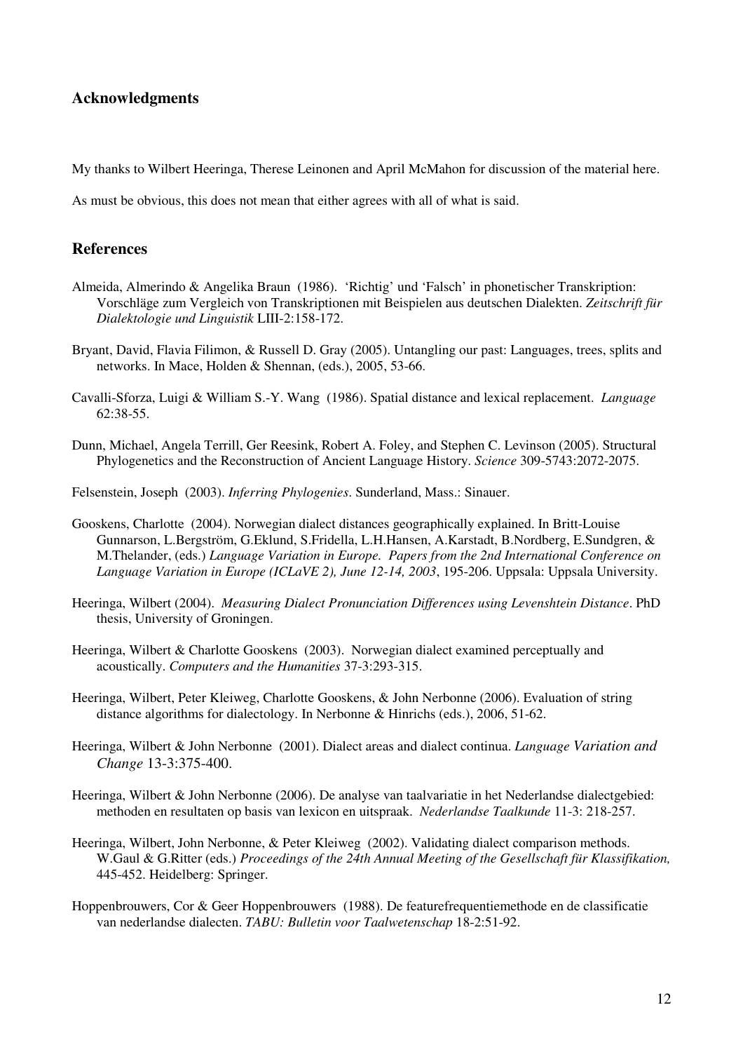## Acknowledgments

My thanks to Wilbert Heeringa, Therese Leinonen and April McMahon for discussion of the material here.

As must be obvious, this does not mean that either agrees with all of what is said.

## References

Almeida, Almerindo & Angelika Braun (1986). 'Richtig' und 'Falsch' in phonetischer Transkription: Vorschläge zum Vergleich von Transkriptionen mit Beispielen aus deutschen Dialekten. *Zeitschrift für Dialektologie und Linguistik* LIII-2:158-172.

Bryant, David, Flavia Filimon, & Russell D. Gray (2005). Untangling our past: Languages, trees, splits and networks. In Mace, Holden & Shennan, (eds.), 2005, 53-66.

Cavalli-Sforza, Luigi & William S.-Y. Wang (1986). Spatial distance and lexical replacement. *Language* 62:38-55.

Dunn, Michael, Angela Terrill, Ger Reesink, Robert A. Foley, and Stephen C. Levinson (2005). Structural Phylogenetics and the Reconstruction of Ancient Language History. *Science* 309-5743:2072-2075.

Felsenstein, Joseph (2003). *Inferring Phylogenies*. Sunderland, Mass.: Sinauer.

Gooskens, Charlotte (2004). Norwegian dialect distances geographically explained. In Britt-Louise Gunnarson, L.Bergström, G.Eklund, S.Fridella, L.H.Hansen, A.Karstadt, B.Nordberg, E.Sundgren, & M.Thelander, (eds.) *Language Variation in Europe. Papers from the 2nd International Conference on Language Variation in Europe (ICLaVE 2), June 12-14, 2003*, 195-206. Uppsala: Uppsala University.

Heeringa, Wilbert (2004). *Measuring Dialect Pronunciation Differences using Levenshtein Distance*. PhD thesis, University of Groningen.

Heeringa, Wilbert & Charlotte Gooskens (2003). Norwegian dialect examined perceptually and acoustically. *Computers and the Humanities* 37-3:293-315.

Heeringa, Wilbert, Peter Kleiweg, Charlotte Gooskens, & John Nerbonne (2006). Evaluation of string distance algorithms for dialectology. In Nerbonne & Hinrichs (eds.), 2006, 51-62.

Heeringa, Wilbert & John Nerbonne (2001). Dialect areas and dialect continua. *Language Variation and Change* 13-3:375-400.

Heeringa, Wilbert & John Nerbonne (2006). De analyse van taalvariatie in het Nederlandse dialectgebied: methoden en resultaten op basis van lexicon en uitspraak. *Nederlandse Taalkunde* 11-3: 218-257.

Heeringa, Wilbert, John Nerbonne, & Peter Kleiweg (2002). Validating dialect comparison methods. W.Gaul & G.Ritter (eds.) *Proceedings of the 24th Annual Meeting of the Gesellschaft für Klassifikation,* 445-452. Heidelberg: Springer.

Hoppenbrouwers, Cor & Geer Hoppenbrouwers (1988). De featurefrequentiemethode en de classificatie van nederlandse dialecten. *TABU: Bulletin voor Taalwetenschap* 18-2:51-92.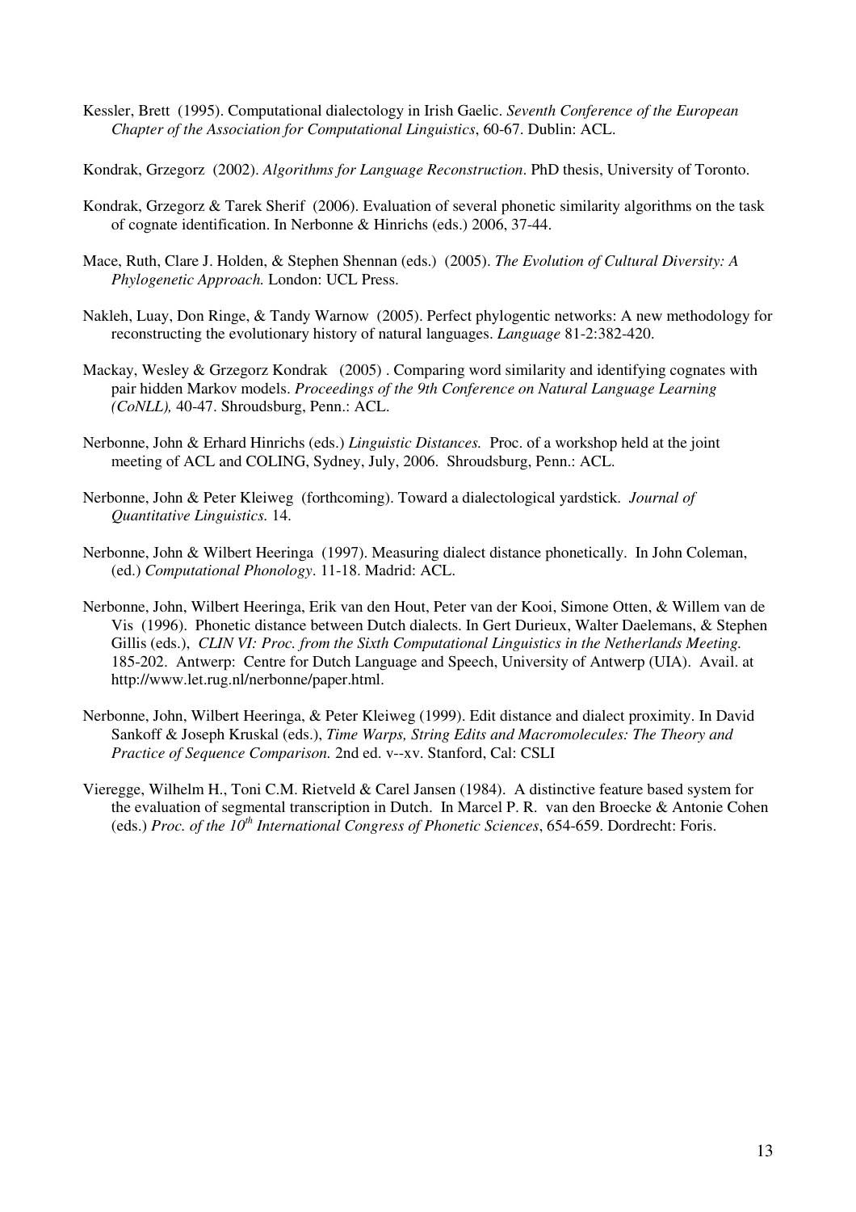Kessler, Brett (1995). Computational dialectology in Irish Gaelic. *Seventh Conference of the European Chapter of the Association for Computational Linguistics*, 60-67. Dublin: ACL.

Kondrak, Grzegorz (2002). *Algorithms for Language Reconstruction*. PhD thesis, University of Toronto.

Kondrak, Grzegorz & Tarek Sherif (2006). Evaluation of several phonetic similarity algorithms on the task of cognate identification. In Nerbonne & Hinrichs (eds.) 2006, 37-44.

Mace, Ruth, Clare J. Holden, & Stephen Shennan (eds.) (2005). *The Evolution of Cultural Diversity: A Phylogenetic Approach.* London: UCL Press.

Nakleh, Luay, Don Ringe, & Tandy Warnow (2005). Perfect phylogentic networks: A new methodology for reconstructing the evolutionary history of natural languages. *Language* 81-2:382-420.

Mackay, Wesley & Grzegorz Kondrak (2005) . Comparing word similarity and identifying cognates with pair hidden Markov models. *Proceedings of the 9th Conference on Natural Language Learning (CoNLL),* 40-47. Shroudsburg, Penn.: ACL.

Nerbonne, John & Erhard Hinrichs (eds.) *Linguistic Distances.* Proc. of a workshop held at the joint meeting of ACL and COLING, Sydney, July, 2006. Shroudsburg, Penn.: ACL.

Nerbonne, John & Peter Kleiweg (forthcoming). Toward a dialectological yardstick. *Journal of Quantitative Linguistics.* 14.

Nerbonne, John & Wilbert Heeringa (1997). Measuring dialect distance phonetically. In John Coleman, (ed.) *Computational Phonology*. 11-18. Madrid: ACL.

Nerbonne, John, Wilbert Heeringa, Erik van den Hout, Peter van der Kooi, Simone Otten, & Willem van de Vis (1996). Phonetic distance between Dutch dialects. In Gert Durieux, Walter Daelemans, & Stephen Gillis (eds.), *CLIN VI: Proc. from the Sixth Computational Linguistics in the Netherlands Meeting.* 185-202. Antwerp: Centre for Dutch Language and Speech, University of Antwerp (UIA). Avail. at http://www.let.rug.nl/nerbonne/paper.html.

Nerbonne, John, Wilbert Heeringa, & Peter Kleiweg (1999). Edit distance and dialect proximity. In David Sankoff & Joseph Kruskal (eds.), *Time Warps, String Edits and Macromolecules: The Theory and Practice of Sequence Comparison.* 2nd ed. v--xv. Stanford, Cal: CSLI

Vieregge, Wilhelm H., Toni C.M. Rietveld & Carel Jansen (1984). A distinctive feature based system for the evaluation of segmental transcription in Dutch. In Marcel P. R. van den Broecke & Antonie Cohen (eds.) *Proc. of the 10th International Congress of Phonetic Sciences*, 654-659. Dordrecht: Foris.